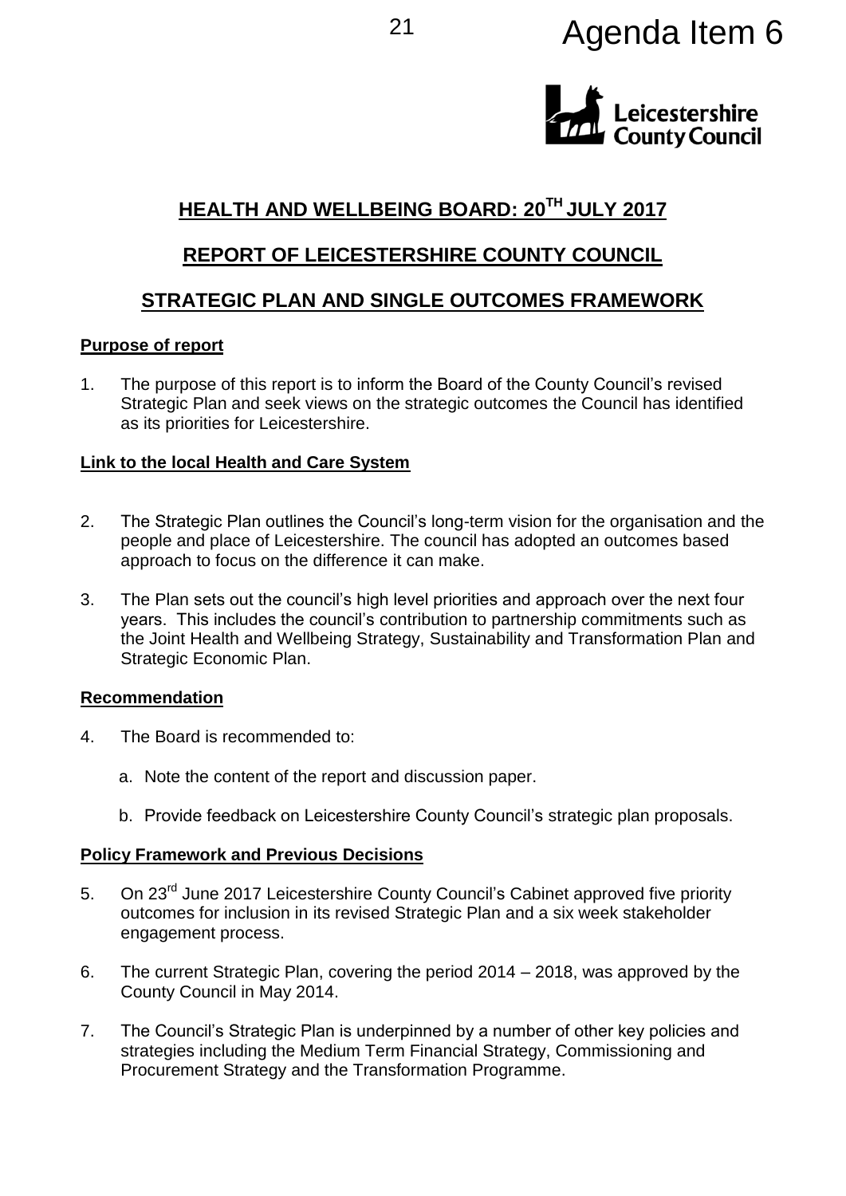Agenda Item 6

Leicestershire County Council

# HEALTH AND WELLBEING BOARD: 20TH JULY 2017

## REPORT OF LEICESTERSHIRE COUNTY COUNCIL

## STRATEGIC PLAN AND SINGLE OUTCOMES FRAMEWORK

### Purpose of report

1. The purpose of this report is to inform the Board of the County Council's revised Strategic Plan and seek views on the strategic outcomes the Council has identified as its priorities for Leicestershire.

### Link to the local Health and Care System

2. The Strategic Plan outlines the Council's long-term vision for the organisation and the people and place of Leicestershire. The council has adopted an outcomes based approach to focus on the difference it can make.

3. The Plan sets out the council's high level priorities and approach over the next four years. This includes the council's contribution to partnership commitments such as the Joint Health and Wellbeing Strategy, Sustainability and Transformation Plan and Strategic Economic Plan.

### Recommendation

4. The Board is recommended to:

   a. Note the content of the report and discussion paper.

   b. Provide feedback on Leicestershire County Council's strategic plan proposals.

### Policy Framework and Previous Decisions

5. On 23rd June 2017 Leicestershire County Council's Cabinet approved five priority outcomes for inclusion in its revised Strategic Plan and a six week stakeholder engagement process.

6. The current Strategic Plan, covering the period 2014 – 2018, was approved by the County Council in May 2014.

7. The Council's Strategic Plan is underpinned by a number of other key policies and strategies including the Medium Term Financial Strategy, Commissioning and Procurement Strategy and the Transformation Programme.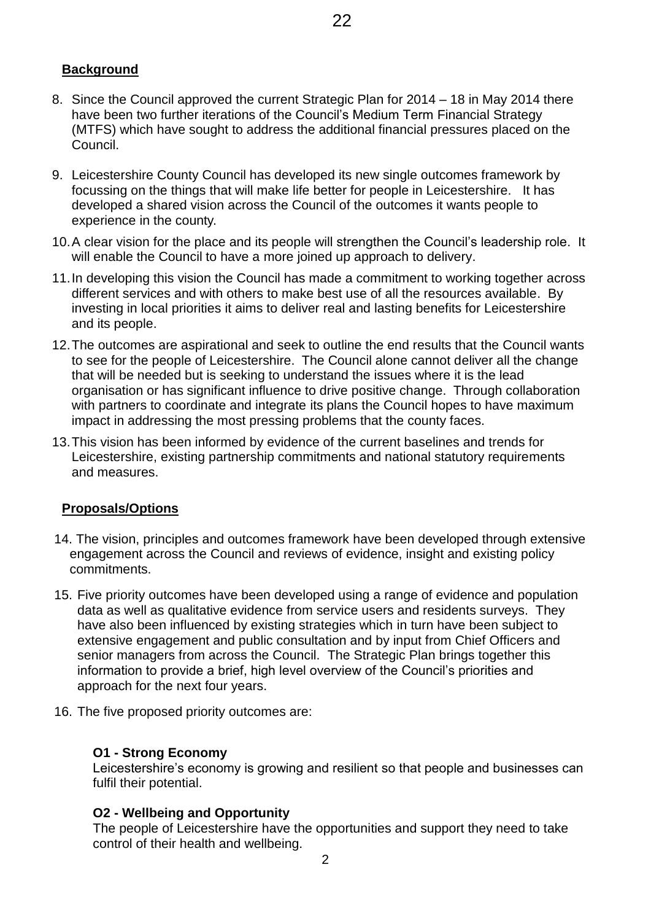## Background

8. Since the Council approved the current Strategic Plan for 2014 – 18 in May 2014 there have been two further iterations of the Council's Medium Term Financial Strategy (MTFS) which have sought to address the additional financial pressures placed on the Council.

9. Leicestershire County Council has developed its new single outcomes framework by focussing on the things that will make life better for people in Leicestershire. It has developed a shared vision across the Council of the outcomes it wants people to experience in the county.

10. A clear vision for the place and its people will strengthen the Council's leadership role. It will enable the Council to have a more joined up approach to delivery.

11. In developing this vision the Council has made a commitment to working together across different services and with others to make best use of all the resources available. By investing in local priorities it aims to deliver real and lasting benefits for Leicestershire and its people.

12. The outcomes are aspirational and seek to outline the end results that the Council wants to see for the people of Leicestershire. The Council alone cannot deliver all the change that will be needed but is seeking to understand the issues where it is the lead organisation or has significant influence to drive positive change. Through collaboration with partners to coordinate and integrate its plans the Council hopes to have maximum impact in addressing the most pressing problems that the county faces.

13. This vision has been informed by evidence of the current baselines and trends for Leicestershire, existing partnership commitments and national statutory requirements and measures.

## Proposals/Options

14. The vision, principles and outcomes framework have been developed through extensive engagement across the Council and reviews of evidence, insight and existing policy commitments.

15. Five priority outcomes have been developed using a range of evidence and population data as well as qualitative evidence from service users and residents surveys. They have also been influenced by existing strategies which in turn have been subject to extensive engagement and public consultation and by input from Chief Officers and senior managers from across the Council. The Strategic Plan brings together this information to provide a brief, high level overview of the Council's priorities and approach for the next four years.

16. The five proposed priority outcomes are:

**O1 - Strong Economy**
Leicestershire's economy is growing and resilient so that people and businesses can fulfil their potential.

**O2 - Wellbeing and Opportunity**
The people of Leicestershire have the opportunities and support they need to take control of their health and wellbeing.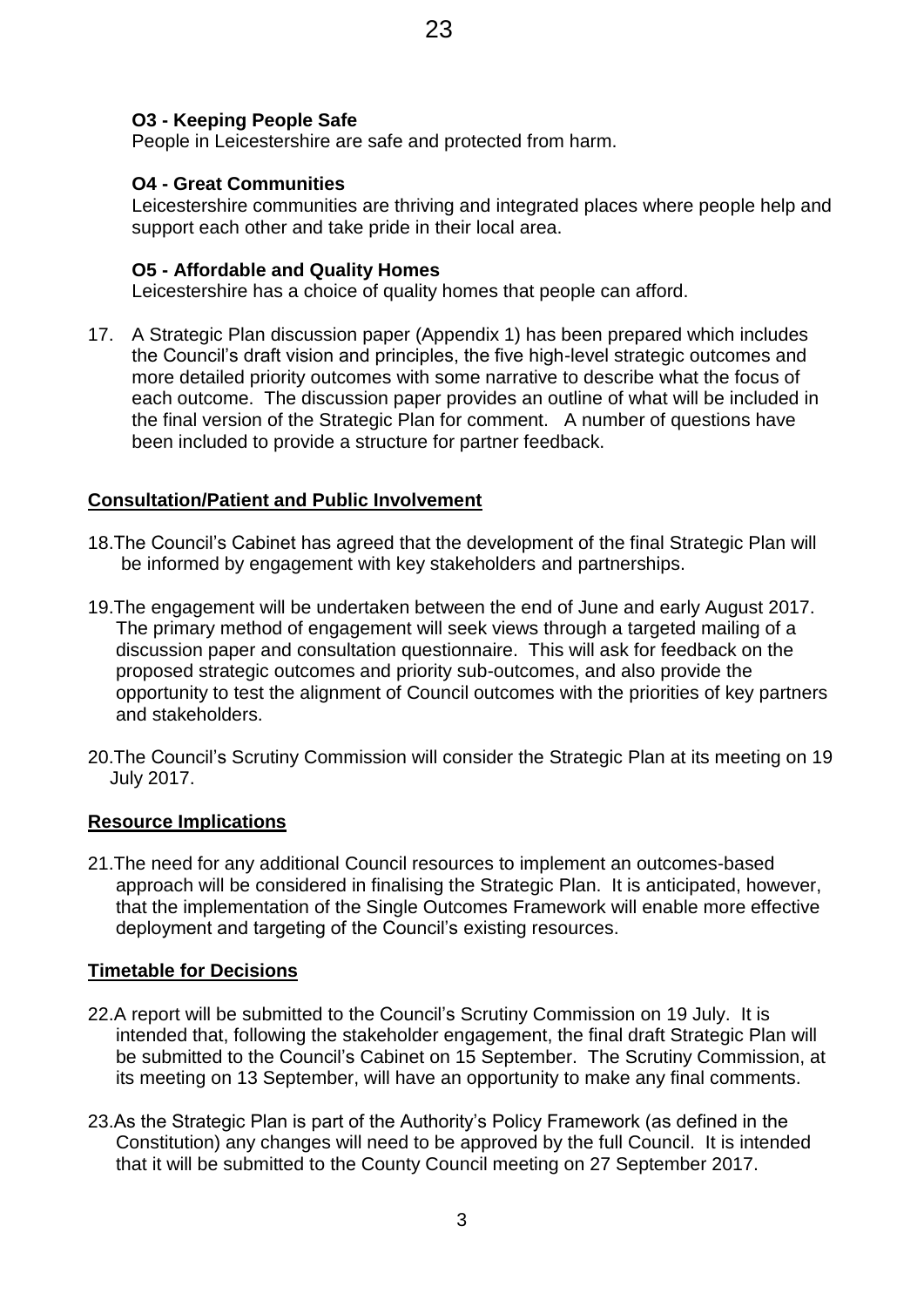**O3 - Keeping People Safe**
People in Leicestershire are safe and protected from harm.

**O4 - Great Communities**
Leicestershire communities are thriving and integrated places where people help and support each other and take pride in their local area.

**O5 - Affordable and Quality Homes**
Leicestershire has a choice of quality homes that people can afford.

17. A Strategic Plan discussion paper (Appendix 1) has been prepared which includes the Council's draft vision and principles, the five high-level strategic outcomes and more detailed priority outcomes with some narrative to describe what the focus of each outcome. The discussion paper provides an outline of what will be included in the final version of the Strategic Plan for comment. A number of questions have been included to provide a structure for partner feedback.

## Consultation/Patient and Public Involvement

18. The Council's Cabinet has agreed that the development of the final Strategic Plan will be informed by engagement with key stakeholders and partnerships.

19. The engagement will be undertaken between the end of June and early August 2017. The primary method of engagement will seek views through a targeted mailing of a discussion paper and consultation questionnaire. This will ask for feedback on the proposed strategic outcomes and priority sub-outcomes, and also provide the opportunity to test the alignment of Council outcomes with the priorities of key partners and stakeholders.

20. The Council's Scrutiny Commission will consider the Strategic Plan at its meeting on 19 July 2017.

## Resource Implications

21. The need for any additional Council resources to implement an outcomes-based approach will be considered in finalising the Strategic Plan. It is anticipated, however, that the implementation of the Single Outcomes Framework will enable more effective deployment and targeting of the Council's existing resources.

## Timetable for Decisions

22. A report will be submitted to the Council's Scrutiny Commission on 19 July. It is intended that, following the stakeholder engagement, the final draft Strategic Plan will be submitted to the Council's Cabinet on 15 September. The Scrutiny Commission, at its meeting on 13 September, will have an opportunity to make any final comments.

23. As the Strategic Plan is part of the Authority's Policy Framework (as defined in the Constitution) any changes will need to be approved by the full Council. It is intended that it will be submitted to the County Council meeting on 27 September 2017.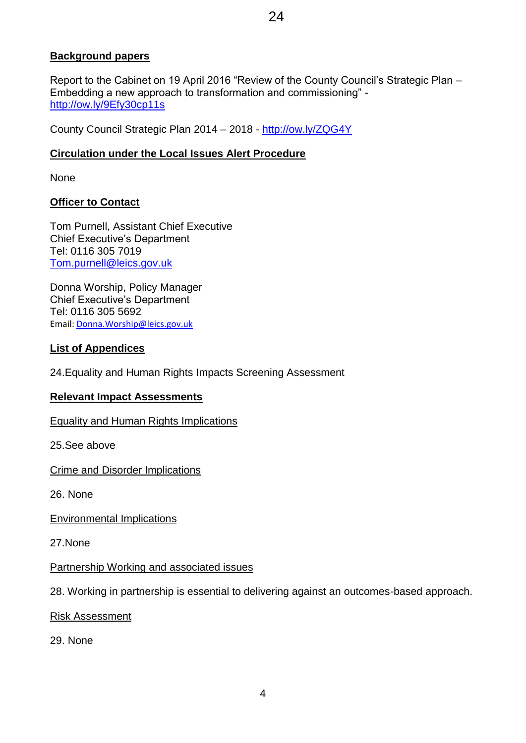**Background papers**

Report to the Cabinet on 19 April 2016 "Review of the County Council's Strategic Plan – Embedding a new approach to transformation and commissioning" - http://ow.ly/9Efy30cp11s

County Council Strategic Plan 2014 – 2018 - http://ow.ly/ZQG4Y

**Circulation under the Local Issues Alert Procedure**

None

**Officer to Contact**

Tom Purnell, Assistant Chief Executive
Chief Executive's Department
Tel: 0116 305 7019
Tom.purnell@leics.gov.uk

Donna Worship, Policy Manager
Chief Executive's Department
Tel: 0116 305 5692
Email: Donna.Worship@leics.gov.uk

**List of Appendices**

24.Equality and Human Rights Impacts Screening Assessment

**Relevant Impact Assessments**

Equality and Human Rights Implications

25.See above

Crime and Disorder Implications

26. None

Environmental Implications

27.None

Partnership Working and associated issues

28. Working in partnership is essential to delivering against an outcomes-based approach.

Risk Assessment

29. None